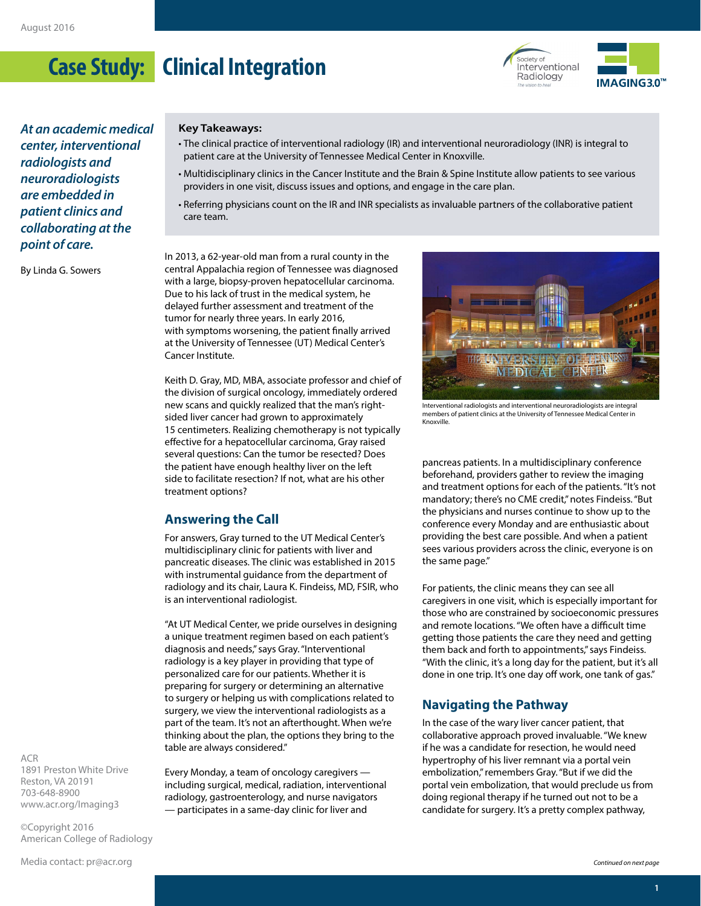August 2016

# Case Study: Clinical Integration

*At an academic medical center, interventional radiologists and neuroradiologists are embedded in patient clinics and collaborating at the point of care.*

By Linda G. Sowers

**Key Takeaways:**

- The clinical practice of interventional radiology (IR) and interventional neuroradiology (INR) is integral to patient care at the University of Tennessee Medical Center in Knoxville.
- Multidisciplinary clinics in the Cancer Institute and the Brain & Spine Institute allow patients to see various providers in one visit, discuss issues and options, and engage in the care plan.
- Referring physicians count on the IR and INR specialists as invaluable partners of the collaborative patient care team.

In 2013, a 62-year-old man from a rural county in the central Appalachia region of Tennessee was diagnosed with a large, biopsy-proven hepatocellular carcinoma. Due to his lack of trust in the medical system, he delayed further assessment and treatment of the tumor for nearly three years. In early 2016, with symptoms worsening, the patient finally arrived at the University of Tennessee (UT) Medical Center's Cancer Institute.

Keith D. Gray, MD, MBA, associate professor and chief of the division of surgical oncology, immediately ordered new scans and quickly realized that the man's right-sided liver cancer had grown to approximately 15 centimeters. Realizing chemotherapy is not typically effective for a hepatocellular carcinoma, Gray raised several questions: Can the tumor be resected? Does the patient have enough healthy liver on the left side to facilitate resection? If not, what are his other treatment options?

## Answering the Call

For answers, Gray turned to the UT Medical Center's multidisciplinary clinic for patients with liver and pancreatic diseases. The clinic was established in 2015 with instrumental guidance from the department of radiology and its chair, Laura K. Findeiss, MD, FSIR, who is an interventional radiologist.

"At UT Medical Center, we pride ourselves in designing a unique treatment regimen based on each patient's diagnosis and needs," says Gray. "Interventional radiology is a key player in providing that type of personalized care for our patients. Whether it is preparing for surgery or determining an alternative to surgery or helping us with complications related to surgery, we view the interventional radiologists as a part of the team. It's not an afterthought. When we're thinking about the plan, the options they bring to the table are always considered."

Every Monday, a team of oncology caregivers — including surgical, medical, radiation, interventional radiology, gastroenterology, and nurse navigators — participates in a same-day clinic for liver and pancreas patients. In a multidisciplinary conference beforehand, providers gather to review the imaging and treatment options for each of the patients. "It's not mandatory; there's no CME credit," notes Findeiss. "But the physicians and nurses continue to show up to the conference every Monday and are enthusiastic about providing the best care possible. And when a patient sees various providers across the clinic, everyone is on the same page."

Interventional radiologists and interventional neuroradiologists are integral members of patient clinics at the University of Tennessee Medical Center in Knoxville.

For patients, the clinic means they can see all caregivers in one visit, which is especially important for those who are constrained by socioeconomic pressures and remote locations. "We often have a difficult time getting those patients the care they need and getting them back and forth to appointments," says Findeiss. "With the clinic, it's a long day for the patient, but it's all done in one trip. It's one day off work, one tank of gas."

## Navigating the Pathway

In the case of the wary liver cancer patient, that collaborative approach proved invaluable. "We knew if he was a candidate for resection, he would need hypertrophy of his liver remnant via a portal vein embolization," remembers Gray. "But if we did the portal vein embolization, that would preclude us from doing regional therapy if he turned out not to be a candidate for surgery. It's a pretty complex pathway,

*Continued on next page*

ACR
1891 Preston White Drive
Reston, VA 20191
703-648-8900
www.acr.org/Imaging3

©Copyright 2016
American College of Radiology

Media contact: pr@acr.org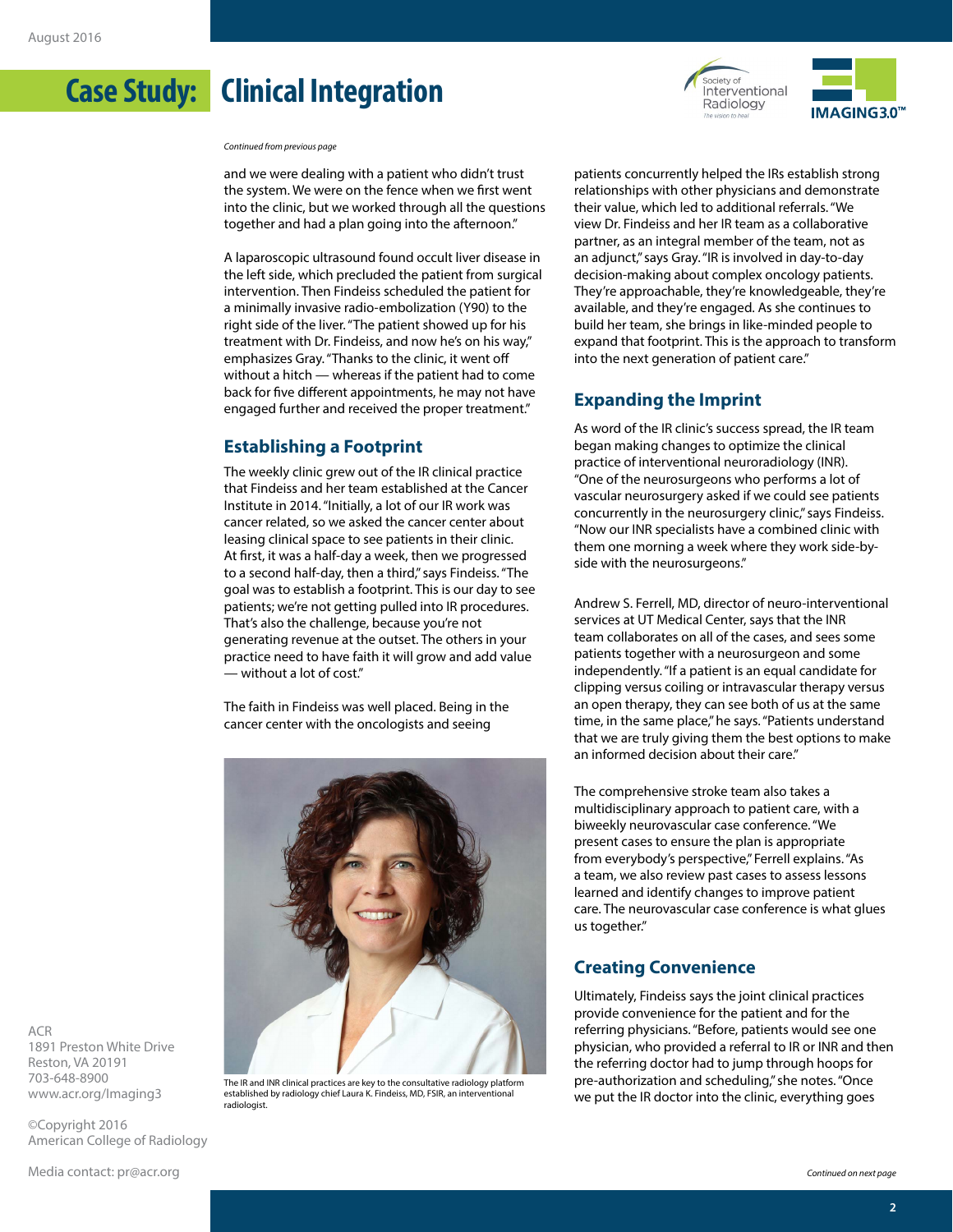*Continued from previous page*

and we were dealing with a patient who didn't trust the system. We were on the fence when we first went into the clinic, but we worked through all the questions together and had a plan going into the afternoon."

A laparoscopic ultrasound found occult liver disease in the left side, which precluded the patient from surgical intervention. Then Findeiss scheduled the patient for a minimally invasive radio-embolization (Y90) to the right side of the liver. "The patient showed up for his treatment with Dr. Findeiss, and now he's on his way," emphasizes Gray. "Thanks to the clinic, it went off without a hitch — whereas if the patient had to come back for five different appointments, he may not have engaged further and received the proper treatment."

## Establishing a Footprint

The weekly clinic grew out of the IR clinical practice that Findeiss and her team established at the Cancer Institute in 2014. "Initially, a lot of our IR work was cancer related, so we asked the cancer center about leasing clinical space to see patients in their clinic. At first, it was a half-day a week, then we progressed to a second half-day, then a third," says Findeiss. "The goal was to establish a footprint. This is our day to see patients; we're not getting pulled into IR procedures. That's also the challenge, because you're not generating revenue at the outset. The others in your practice need to have faith it will grow and add value — without a lot of cost."

The faith in Findeiss was well placed. Being in the cancer center with the oncologists and seeing patients concurrently helped the IRs establish strong relationships with other physicians and demonstrate their value, which led to additional referrals. "We view Dr. Findeiss and her IR team as a collaborative partner, as an integral member of the team, not as an adjunct," says Gray. "IR is involved in day-to-day decision-making about complex oncology patients. They're approachable, they're knowledgeable, they're available, and they're engaged. As she continues to build her team, she brings in like-minded people to expand that footprint. This is the approach to transform into the next generation of patient care."

The IR and INR clinical practices are key to the consultative radiology platform established by radiology chief Laura K. Findeiss, MD, FSIR, an interventional radiologist.

## Expanding the Imprint

As word of the IR clinic's success spread, the IR team began making changes to optimize the clinical practice of interventional neuroradiology (INR). "One of the neurosurgeons who performs a lot of vascular neurosurgery asked if we could see patients concurrently in the neurosurgery clinic," says Findeiss. "Now our INR specialists have a combined clinic with them one morning a week where they work side-by-side with the neurosurgeons."

Andrew S. Ferrell, MD, director of neuro-interventional services at UT Medical Center, says that the INR team collaborates on all of the cases, and sees some patients together with a neurosurgeon and some independently. "If a patient is an equal candidate for clipping versus coiling or intravascular therapy versus an open therapy, they can see both of us at the same time, in the same place," he says. "Patients understand that we are truly giving them the best options to make an informed decision about their care."

The comprehensive stroke team also takes a multidisciplinary approach to patient care, with a biweekly neurovascular case conference. "We present cases to ensure the plan is appropriate from everybody's perspective," Ferrell explains. "As a team, we also review past cases to assess lessons learned and identify changes to improve patient care. The neurovascular case conference is what glues us together."

## Creating Convenience

Ultimately, Findeiss says the joint clinical practices provide convenience for the patient and for the referring physicians. "Before, patients would see one physician, who provided a referral to IR or INR and then the referring doctor had to jump through hoops for pre-authorization and scheduling," she notes. "Once we put the IR doctor into the clinic, everything goes

*Continued on next page*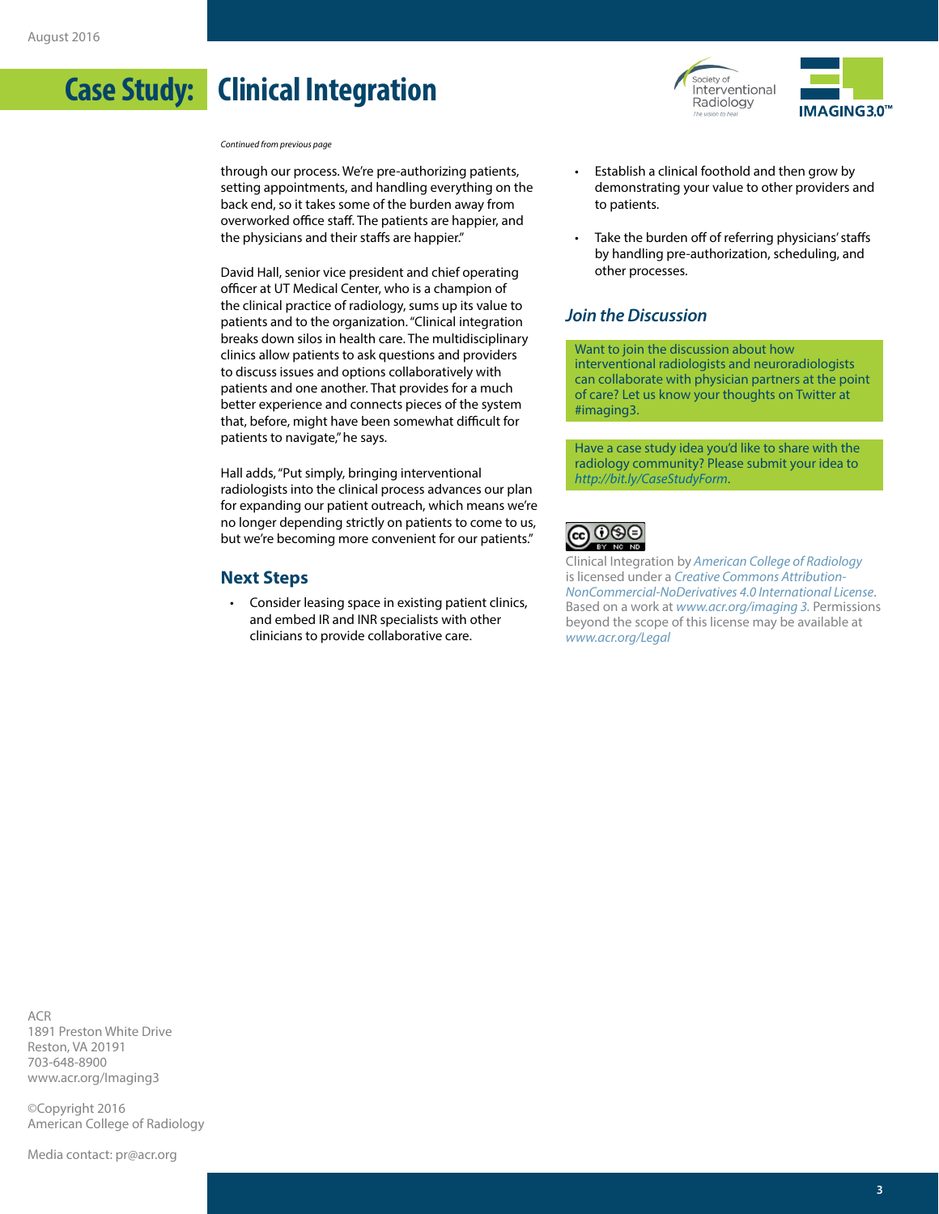# Case Study: Clinical Integration

*Continued from previous page*

through our process. We're pre-authorizing patients, setting appointments, and handling everything on the back end, so it takes some of the burden away from overworked office staff. The patients are happier, and the physicians and their staffs are happier."

David Hall, senior vice president and chief operating officer at UT Medical Center, who is a champion of the clinical practice of radiology, sums up its value to patients and to the organization. "Clinical integration breaks down silos in health care. The multidisciplinary clinics allow patients to ask questions and providers to discuss issues and options collaboratively with patients and one another. That provides for a much better experience and connects pieces of the system that, before, might have been somewhat difficult for patients to navigate," he says.

Hall adds, "Put simply, bringing interventional radiologists into the clinical process advances our plan for expanding our patient outreach, which means we're no longer depending strictly on patients to come to us, but we're becoming more convenient for our patients."

## Next Steps

- Consider leasing space in existing patient clinics, and embed IR and INR specialists with other clinicians to provide collaborative care.
- Establish a clinical foothold and then grow by demonstrating your value to other providers and to patients.
- Take the burden off of referring physicians' staffs by handling pre-authorization, scheduling, and other processes.

## *Join the Discussion*

Want to join the discussion about how interventional radiologists and neuroradiologists can collaborate with physician partners at the point of care? Let us know your thoughts on Twitter at #imaging3.

Have a case study idea you'd like to share with the radiology community? Please submit your idea to *http://bit.ly/CaseStudyForm*.

Clinical Integration by *American College of Radiology* is licensed under a *Creative Commons Attribution-NonCommercial-NoDerivatives 4.0 International License*. Based on a work at *www.acr.org/imaging 3*. Permissions beyond the scope of this license may be available at *www.acr.org/Legal*

ACR
1891 Preston White Drive
Reston, VA 20191
703-648-8900
www.acr.org/Imaging3

©Copyright 2016
American College of Radiology

Media contact: pr@acr.org